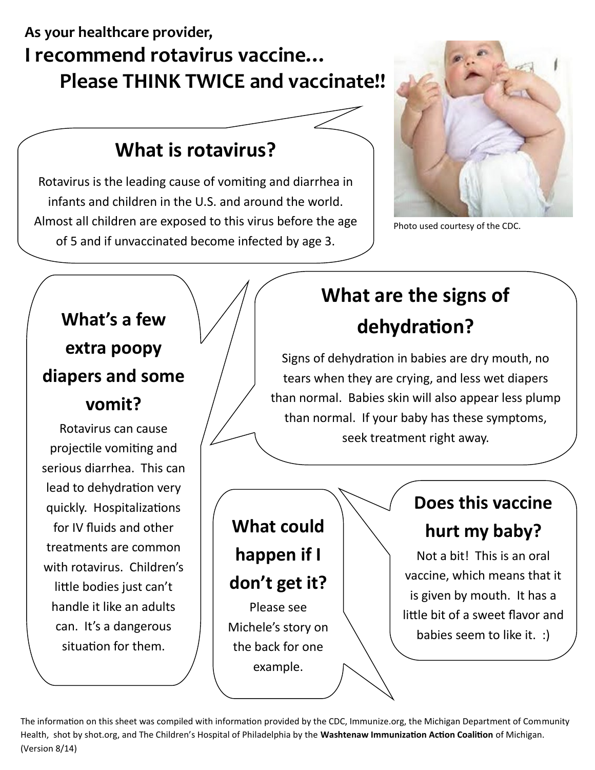As your healthcare provider,

# I recommend rotavirus vaccine… Please THINK TWICE and vaccinate!!

## What is rotavirus?

Rotavirus is the leading cause of vomiting and diarrhea in infants and children in the U.S. and around the world. Almost all children are exposed to this virus before the age of 5 and if unvaccinated become infected by age 3.

Photo used courtesy of the CDC.

## What's a few extra poopy diapers and some vomit?

Rotavirus can cause projectile vomiting and serious diarrhea. This can lead to dehydration very quickly. Hospitalizations for IV fluids and other treatments are common with rotavirus. Children's little bodies just can't handle it like an adults can. It's a dangerous situation for them.

## What are the signs of dehydration?

Signs of dehydration in babies are dry mouth, no tears when they are crying, and less wet diapers than normal. Babies skin will also appear less plump than normal. If your baby has these symptoms, seek treatment right away.

## What could happen if I don't get it?

Please see Michele's story on the back for one example.

## Does this vaccine hurt my baby?

Not a bit! This is an oral vaccine, which means that it is given by mouth. It has a little bit of a sweet flavor and babies seem to like it. :)

The information on this sheet was compiled with information provided by the CDC, Immunize.org, the Michigan Department of Community Health, shot by shot.org, and The Children's Hospital of Philadelphia by the **Washtenaw Immunization Action Coalition** of Michigan. (Version 8/14)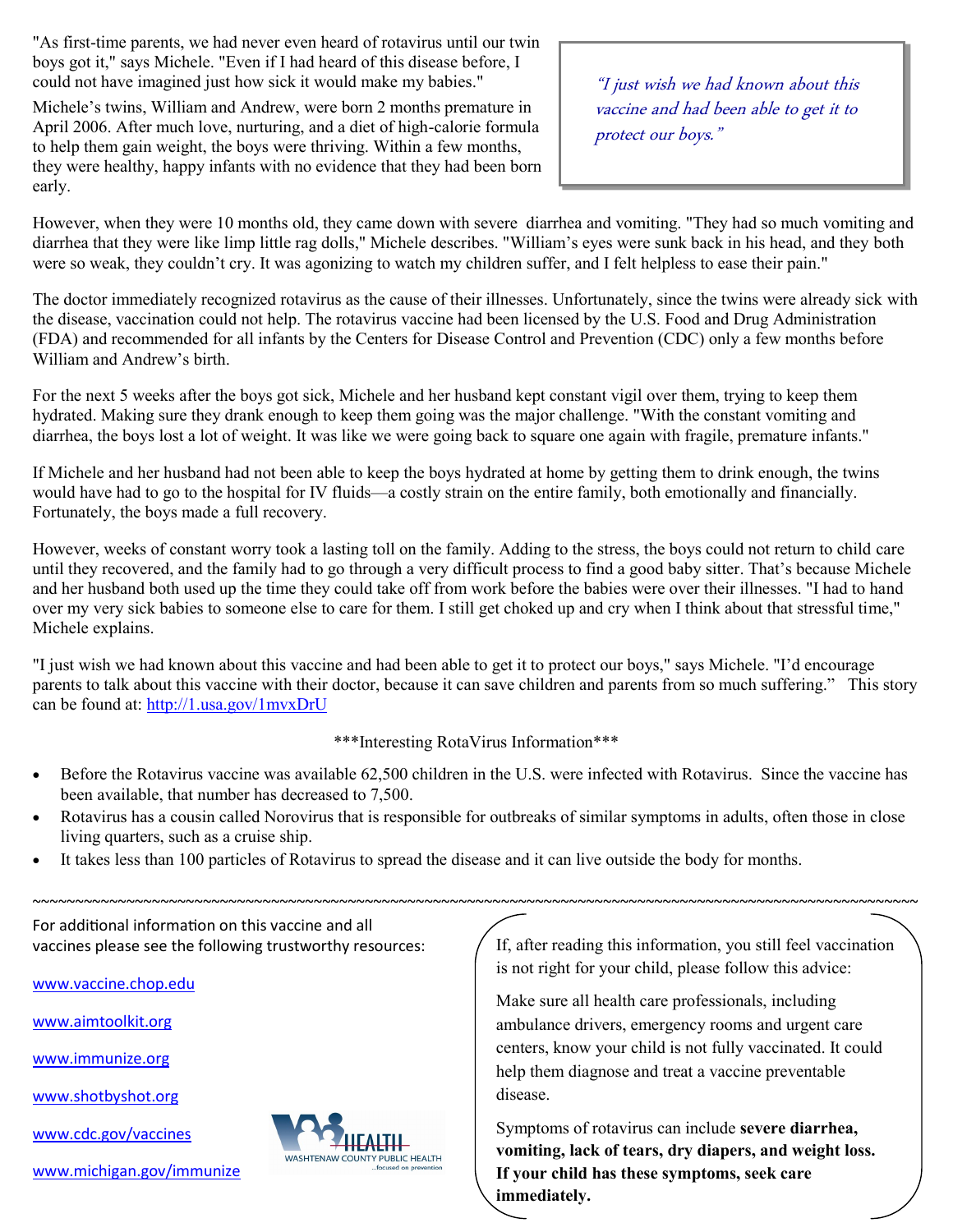"As first-time parents, we had never even heard of rotavirus until our twin boys got it," says Michele. "Even if I had heard of this disease before, I could not have imagined just how sick it would make my babies."

Michele's twins, William and Andrew, were born 2 months premature in April 2006. After much love, nurturing, and a diet of high-calorie formula to help them gain weight, the boys were thriving. Within a few months, they were healthy, happy infants with no evidence that they had been born early.

> *"I just wish we had known about this vaccine and had been able to get it to protect our boys."*

However, when they were 10 months old, they came down with severe diarrhea and vomiting. "They had so much vomiting and diarrhea that they were like limp little rag dolls," Michele describes. "William's eyes were sunk back in his head, and they both were so weak, they couldn't cry. It was agonizing to watch my children suffer, and I felt helpless to ease their pain."

The doctor immediately recognized rotavirus as the cause of their illnesses. Unfortunately, since the twins were already sick with the disease, vaccination could not help. The rotavirus vaccine had been licensed by the U.S. Food and Drug Administration (FDA) and recommended for all infants by the Centers for Disease Control and Prevention (CDC) only a few months before William and Andrew's birth.

For the next 5 weeks after the boys got sick, Michele and her husband kept constant vigil over them, trying to keep them hydrated. Making sure they drank enough to keep them going was the major challenge. "With the constant vomiting and diarrhea, the boys lost a lot of weight. It was like we were going back to square one again with fragile, premature infants."

If Michele and her husband had not been able to keep the boys hydrated at home by getting them to drink enough, the twins would have had to go to the hospital for IV fluids—a costly strain on the entire family, both emotionally and financially. Fortunately, the boys made a full recovery.

However, weeks of constant worry took a lasting toll on the family. Adding to the stress, the boys could not return to child care until they recovered, and the family had to go through a very difficult process to find a good baby sitter. That's because Michele and her husband both used up the time they could take off from work before the babies were over their illnesses. "I had to hand over my very sick babies to someone else to care for them. I still get choked up and cry when I think about that stressful time," Michele explains.

"I just wish we had known about this vaccine and had been able to get it to protect our boys," says Michele. "I'd encourage parents to talk about this vaccine with their doctor, because it can save children and parents from so much suffering." This story can be found at: http://1.usa.gov/1mvxDrU

***Interesting RotaVirus Information***

- Before the Rotavirus vaccine was available 62,500 children in the U.S. were infected with Rotavirus. Since the vaccine has been available, that number has decreased to 7,500.
- Rotavirus has a cousin called Norovirus that is responsible for outbreaks of similar symptoms in adults, often those in close living quarters, such as a cruise ship.
- It takes less than 100 particles of Rotavirus to spread the disease and it can live outside the body for months.

~~~~~~~~~~~~~~~~~~~~~~~~~~~~~~~~~~~~~~~~~~~~~~~~~~~~~~~~~~~~~~~~~~~~~~~~~~~~~~~~~~~~~~~~~~~~~~~~~~~~

For additional information on this vaccine and all vaccines please see the following trustworthy resources:

www.vaccine.chop.edu

www.aimtoolkit.org

www.immunize.org

www.shotbyshot.org

www.cdc.gov/vaccines

www.michigan.gov/immunize

HEALTH
WASHTENAW COUNTY PUBLIC HEALTH
...focused on prevention

If, after reading this information, you still feel vaccination is not right for your child, please follow this advice:

Make sure all health care professionals, including ambulance drivers, emergency rooms and urgent care centers, know your child is not fully vaccinated. It could help them diagnose and treat a vaccine preventable disease.

Symptoms of rotavirus can include **severe diarrhea, vomiting, lack of tears, dry diapers, and weight loss. If your child has these symptoms, seek care immediately.**